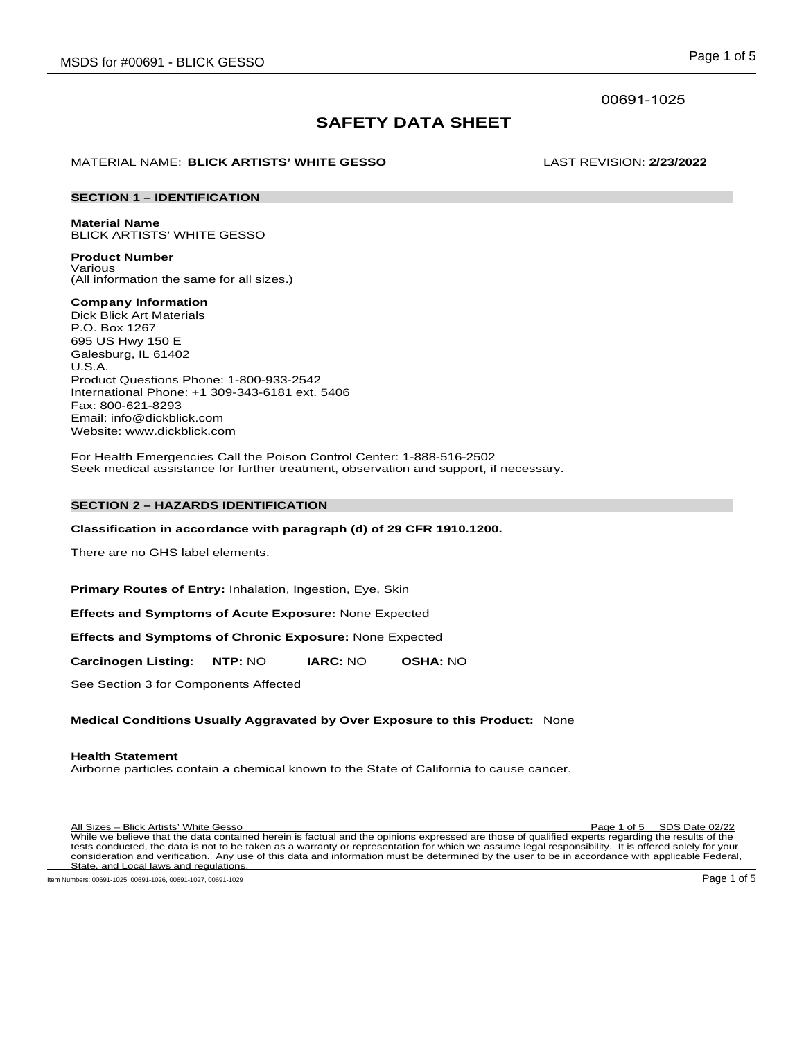00691-1025

# SAFETY DATA SHEET

MATERIAL NAME: **BLICK ARTISTS' WHITE GESSO** LAST REVISION: **2/23/2022**

## SECTION 1 – IDENTIFICATION

**Material Name**
BLICK ARTISTS' WHITE GESSO

**Product Number**
Various
(All information the same for all sizes.)

**Company Information**
Dick Blick Art Materials
P.O. Box 1267
695 US Hwy 150 E
Galesburg, IL 61402
U.S.A.
Product Questions Phone: 1-800-933-2542
International Phone: +1 309-343-6181 ext. 5406
Fax: 800-621-8293
Email: info@dickblick.com
Website: www.dickblick.com

For Health Emergencies Call the Poison Control Center: 1-888-516-2502
Seek medical assistance for further treatment, observation and support, if necessary.

## SECTION 2 – HAZARDS IDENTIFICATION

**Classification in accordance with paragraph (d) of 29 CFR 1910.1200.**

There are no GHS label elements.

**Primary Routes of Entry:** Inhalation, Ingestion, Eye, Skin

**Effects and Symptoms of Acute Exposure:** None Expected

**Effects and Symptoms of Chronic Exposure:** None Expected

**Carcinogen Listing:** **NTP:** NO **IARC:** NO **OSHA:** NO

See Section 3 for Components Affected

**Medical Conditions Usually Aggravated by Over Exposure to this Product:** None

**Health Statement**
Airborne particles contain a chemical known to the State of California to cause cancer.

While we believe that the data contained herein is factual and the opinions expressed are those of qualified experts regarding the results of the tests conducted, the data is not to be taken as a warranty or representation for which we assume legal responsibility. It is offered solely for your consideration and verification. Any use of this data and information must be determined by the user to be in accordance with applicable Federal, State, and Local laws and regulations.

Item Numbers: 00691-1025, 00691-1026, 00691-1027, 00691-1029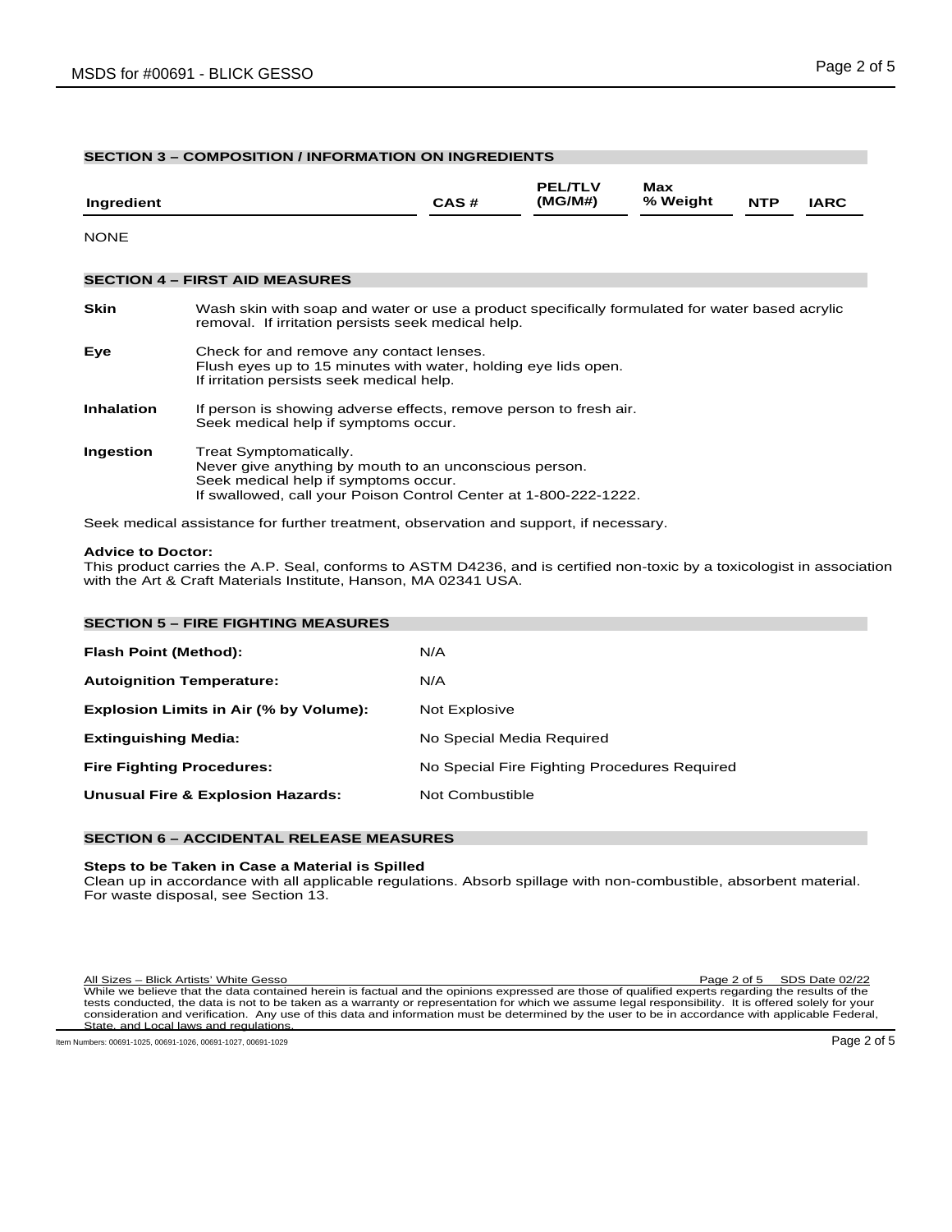## SECTION 3 – COMPOSITION / INFORMATION ON INGREDIENTS

| Ingredient | CAS # | PEL/TLV (MG/M#) | Max % Weight | NTP | IARC |
|---|---|---|---|---|---|

NONE

## SECTION 4 – FIRST AID MEASURES

**Skin** Wash skin with soap and water or use a product specifically formulated for water based acrylic removal. If irritation persists seek medical help.

**Eye** Check for and remove any contact lenses.
Flush eyes up to 15 minutes with water, holding eye lids open.
If irritation persists seek medical help.

**Inhalation** If person is showing adverse effects, remove person to fresh air.
Seek medical help if symptoms occur.

**Ingestion** Treat Symptomatically.
Never give anything by mouth to an unconscious person.
Seek medical help if symptoms occur.
If swallowed, call your Poison Control Center at 1-800-222-1222.

Seek medical assistance for further treatment, observation and support, if necessary.

**Advice to Doctor:**
This product carries the A.P. Seal, conforms to ASTM D4236, and is certified non-toxic by a toxicologist in association with the Art & Craft Materials Institute, Hanson, MA 02341 USA.

## SECTION 5 – FIRE FIGHTING MEASURES

| | |
|---|---|
| **Flash Point (Method):** | N/A |
| **Autoignition Temperature:** | N/A |
| **Explosion Limits in Air (% by Volume):** | Not Explosive |
| **Extinguishing Media:** | No Special Media Required |
| **Fire Fighting Procedures:** | No Special Fire Fighting Procedures Required |
| **Unusual Fire & Explosion Hazards:** | Not Combustible |

## SECTION 6 – ACCIDENTAL RELEASE MEASURES

**Steps to be Taken in Case a Material is Spilled**
Clean up in accordance with all applicable regulations. Absorb spillage with non-combustible, absorbent material. For waste disposal, see Section 13.

All Sizes – Blick Artists' White Gesso SDS Date 02/22

While we believe that the data contained herein is factual and the opinions expressed are those of qualified experts regarding the results of the tests conducted, the data is not to be taken as a warranty or representation for which we assume legal responsibility. It is offered solely for your consideration and verification. Any use of this data and information must be determined by the user to be in accordance with applicable Federal, State, and Local laws and regulations.

Item Numbers: 00691-1025, 00691-1026, 00691-1027, 00691-1029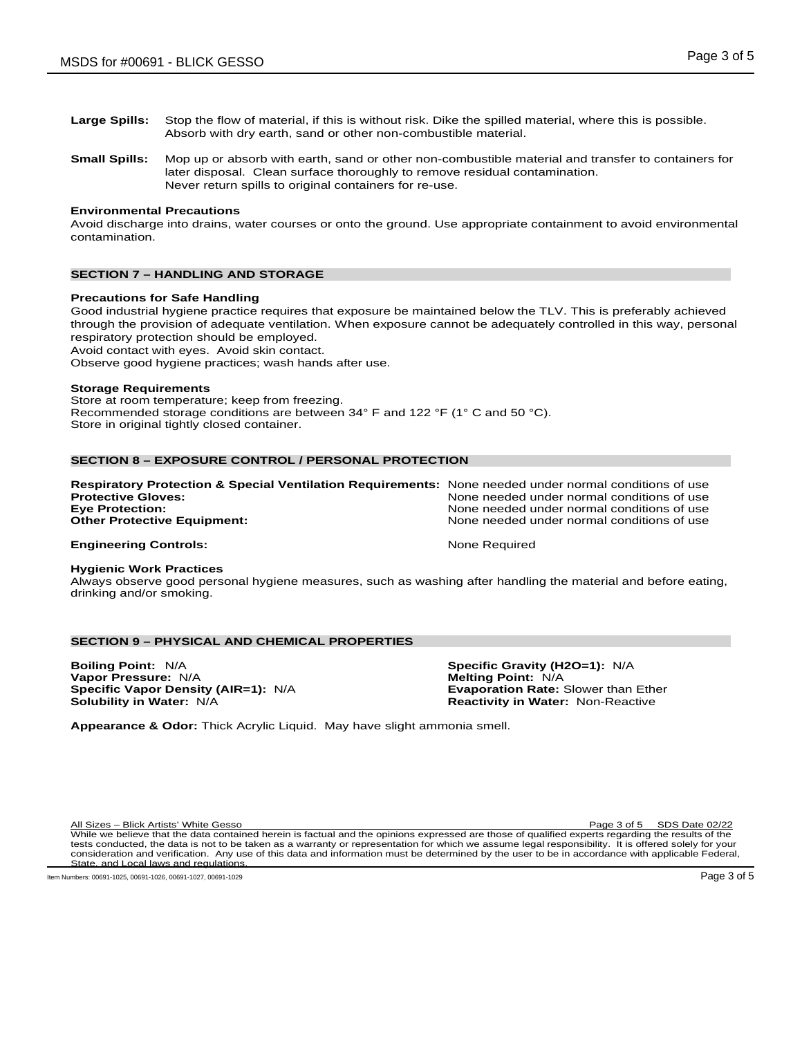**Large Spills:** Stop the flow of material, if this is without risk. Dike the spilled material, where this is possible. Absorb with dry earth, sand or other non-combustible material.

**Small Spills:** Mop up or absorb with earth, sand or other non-combustible material and transfer to containers for later disposal. Clean surface thoroughly to remove residual contamination. Never return spills to original containers for re-use.

**Environmental Precautions**
Avoid discharge into drains, water courses or onto the ground. Use appropriate containment to avoid environmental contamination.

## SECTION 7 – HANDLING AND STORAGE

**Precautions for Safe Handling**
Good industrial hygiene practice requires that exposure be maintained below the TLV. This is preferably achieved through the provision of adequate ventilation. When exposure cannot be adequately controlled in this way, personal respiratory protection should be employed.
Avoid contact with eyes. Avoid skin contact.
Observe good hygiene practices; wash hands after use.

**Storage Requirements**
Store at room temperature; keep from freezing.
Recommended storage conditions are between 34° F and 122 °F (1° C and 50 °C).
Store in original tightly closed container.

## SECTION 8 – EXPOSURE CONTROL / PERSONAL PROTECTION

**Respiratory Protection & Special Ventilation Requirements:** None needed under normal conditions of use
**Protective Gloves:** None needed under normal conditions of use
**Eye Protection:** None needed under normal conditions of use
**Other Protective Equipment:** None needed under normal conditions of use

**Engineering Controls:** None Required

**Hygienic Work Practices**
Always observe good personal hygiene measures, such as washing after handling the material and before eating, drinking and/or smoking.

## SECTION 9 – PHYSICAL AND CHEMICAL PROPERTIES

**Boiling Point:** N/A
**Vapor Pressure:** N/A
**Specific Vapor Density (AIR=1):** N/A
**Solubility in Water:** N/A
**Specific Gravity (H2O=1):** N/A
**Melting Point:** N/A
**Evaporation Rate:** Slower than Ether
**Reactivity in Water:** Non-Reactive

**Appearance & Odor:** Thick Acrylic Liquid. May have slight ammonia smell.

All Sizes – Blick Artists' White Gesso SDS Date 02/22
While we believe that the data contained herein is factual and the opinions expressed are those of qualified experts regarding the results of the tests conducted, the data is not to be taken as a warranty or representation for which we assume legal responsibility. It is offered solely for your consideration and verification. Any use of this data and information must be determined by the user to be in accordance with applicable Federal, State, and Local laws and regulations.

Item Numbers: 00691-1025, 00691-1026, 00691-1027, 00691-1029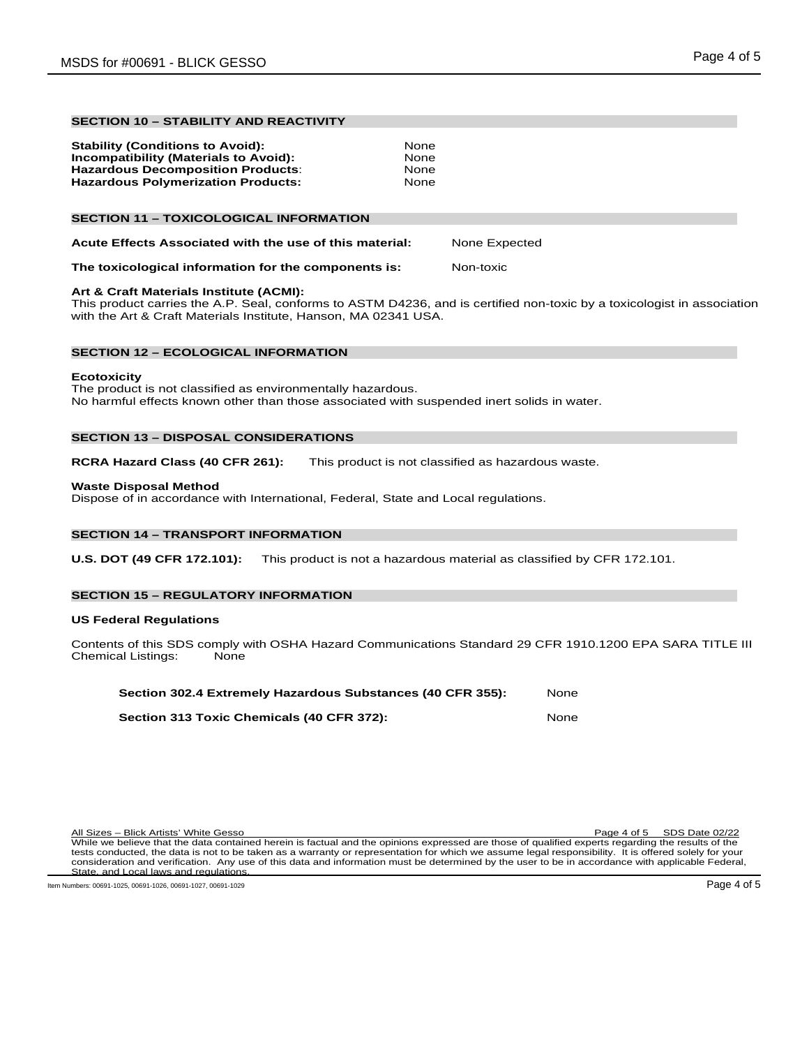## SECTION 10 – STABILITY AND REACTIVITY

**Stability (Conditions to Avoid):** None
**Incompatibility (Materials to Avoid):** None
**Hazardous Decomposition Products**: None
**Hazardous Polymerization Products:** None

## SECTION 11 – TOXICOLOGICAL INFORMATION

**Acute Effects Associated with the use of this material:** None Expected

**The toxicological information for the components is:** Non-toxic

**Art & Craft Materials Institute (ACMI):**
This product carries the A.P. Seal, conforms to ASTM D4236, and is certified non-toxic by a toxicologist in association with the Art & Craft Materials Institute, Hanson, MA 02341 USA.

## SECTION 12 – ECOLOGICAL INFORMATION

**Ecotoxicity**
The product is not classified as environmentally hazardous.
No harmful effects known other than those associated with suspended inert solids in water.

## SECTION 13 – DISPOSAL CONSIDERATIONS

**RCRA Hazard Class (40 CFR 261):** This product is not classified as hazardous waste.

**Waste Disposal Method**
Dispose of in accordance with International, Federal, State and Local regulations.

## SECTION 14 – TRANSPORT INFORMATION

**U.S. DOT (49 CFR 172.101):** This product is not a hazardous material as classified by CFR 172.101.

## SECTION 15 – REGULATORY INFORMATION

**US Federal Regulations**

Contents of this SDS comply with OSHA Hazard Communications Standard 29 CFR 1910.1200 EPA SARA TITLE III Chemical Listings: None

**Section 302.4 Extremely Hazardous Substances (40 CFR 355):** None

**Section 313 Toxic Chemicals (40 CFR 372):** None

All Sizes – Blick Artists' White Gesso SDS Date 02/22
While we believe that the data contained herein is factual and the opinions expressed are those of qualified experts regarding the results of the tests conducted, the data is not to be taken as a warranty or representation for which we assume legal responsibility. It is offered solely for your consideration and verification. Any use of this data and information must be determined by the user to be in accordance with applicable Federal, State, and Local laws and regulations.

Item Numbers: 00691-1025, 00691-1026, 00691-1027, 00691-1029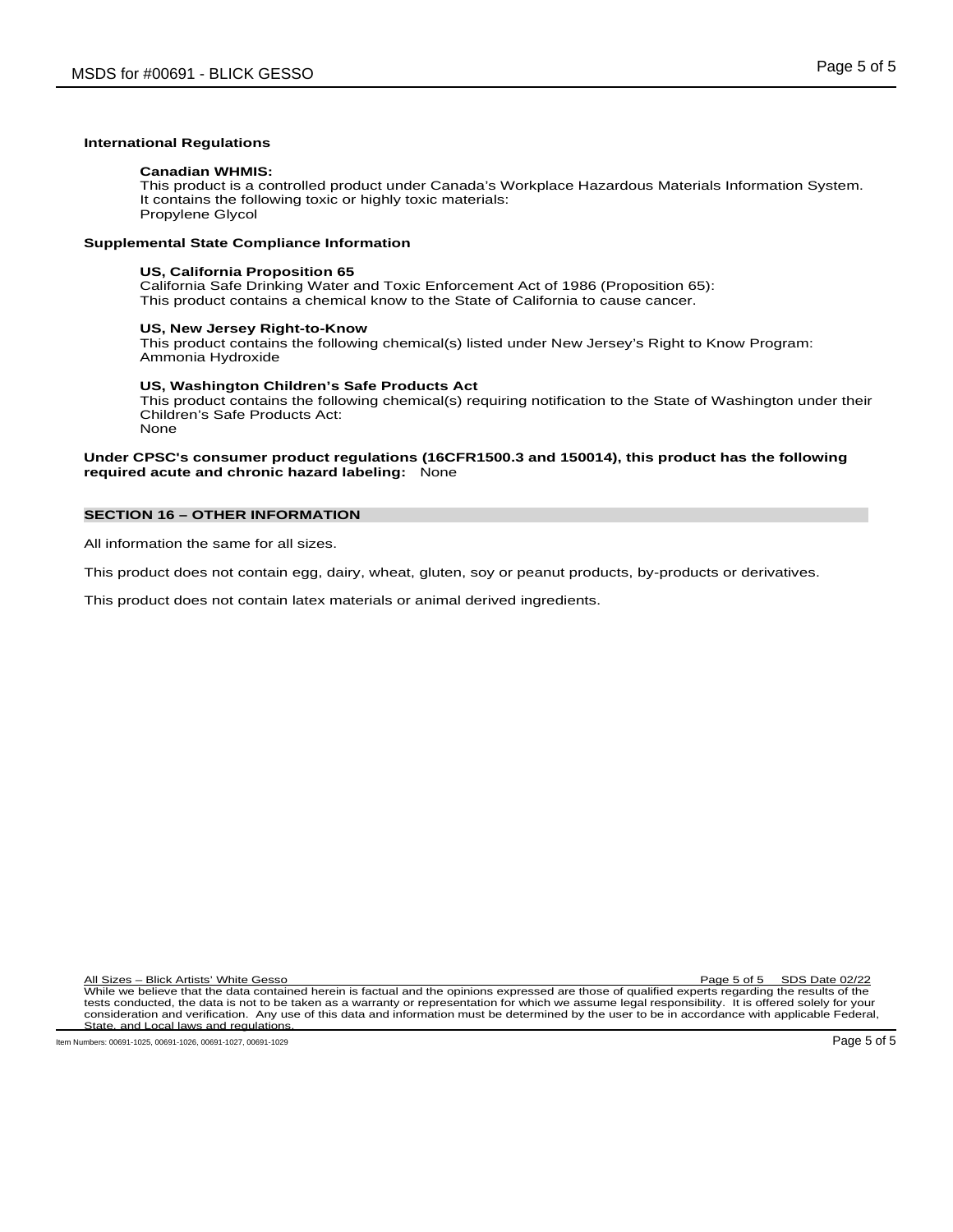**International Regulations**

**Canadian WHMIS:**
This product is a controlled product under Canada's Workplace Hazardous Materials Information System.
It contains the following toxic or highly toxic materials:
Propylene Glycol

**Supplemental State Compliance Information**

**US, California Proposition 65**
California Safe Drinking Water and Toxic Enforcement Act of 1986 (Proposition 65):
This product contains a chemical know to the State of California to cause cancer.

**US, New Jersey Right-to-Know**
This product contains the following chemical(s) listed under New Jersey's Right to Know Program:
Ammonia Hydroxide

**US, Washington Children's Safe Products Act**
This product contains the following chemical(s) requiring notification to the State of Washington under their Children's Safe Products Act:
None

**Under CPSC's consumer product regulations (16CFR1500.3 and 150014), this product has the following required acute and chronic hazard labeling:** None

## SECTION 16 – OTHER INFORMATION

All information the same for all sizes.

This product does not contain egg, dairy, wheat, gluten, soy or peanut products, by-products or derivatives.

This product does not contain latex materials or animal derived ingredients.

While we believe that the data contained herein is factual and the opinions expressed are those of qualified experts regarding the results of the tests conducted, the data is not to be taken as a warranty or representation for which we assume legal responsibility. It is offered solely for your consideration and verification. Any use of this data and information must be determined by the user to be in accordance with applicable Federal, State, and Local laws and regulations.

Item Numbers: 00691-1025, 00691-1026, 00691-1027, 00691-1029